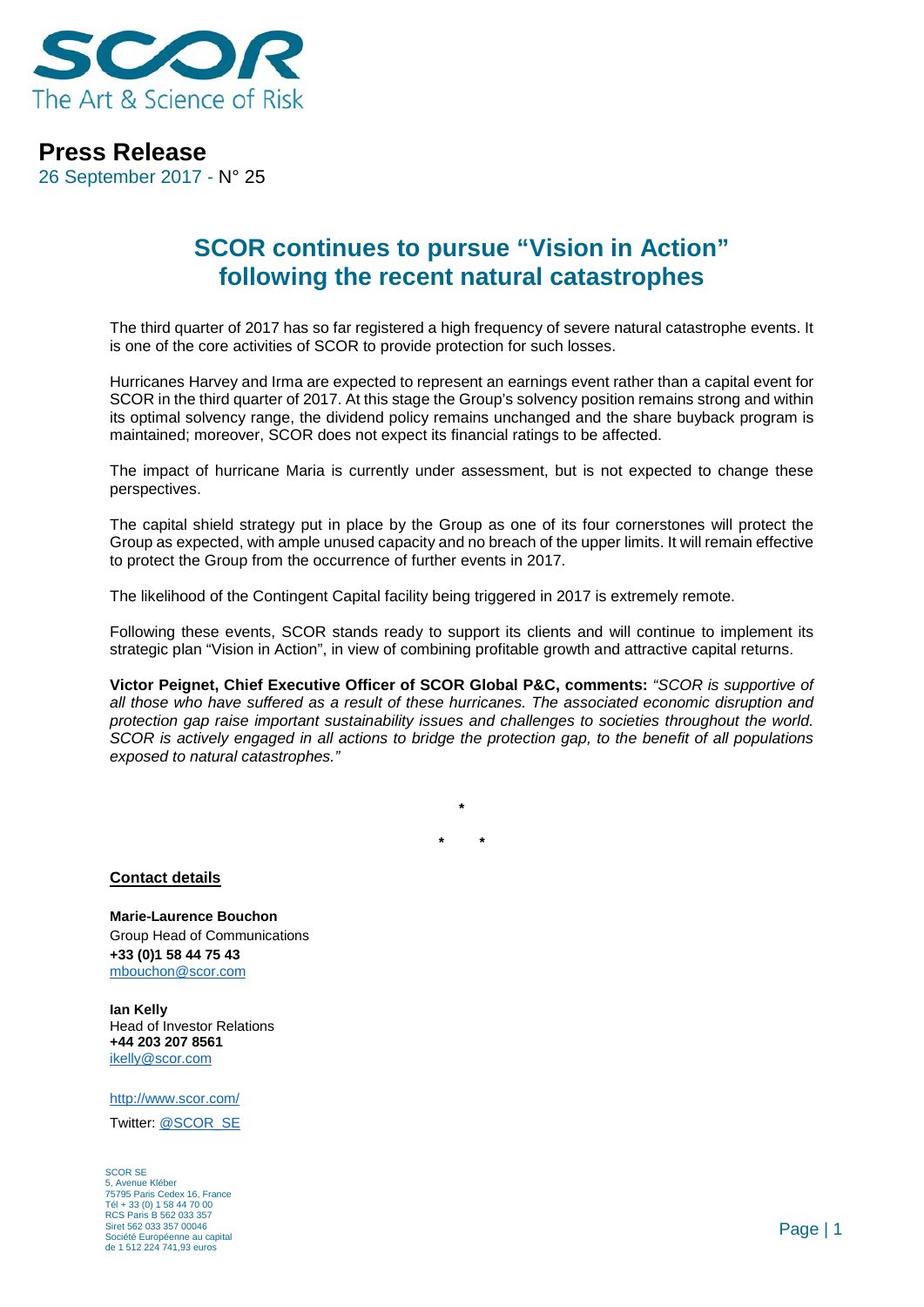SCOR
The Art & Science of Risk

# Press Release

26 September 2017 - N° 25

## SCOR continues to pursue "Vision in Action" following the recent natural catastrophes

The third quarter of 2017 has so far registered a high frequency of severe natural catastrophe events. It is one of the core activities of SCOR to provide protection for such losses.

Hurricanes Harvey and Irma are expected to represent an earnings event rather than a capital event for SCOR in the third quarter of 2017. At this stage the Group's solvency position remains strong and within its optimal solvency range, the dividend policy remains unchanged and the share buyback program is maintained; moreover, SCOR does not expect its financial ratings to be affected.

The impact of hurricane Maria is currently under assessment, but is not expected to change these perspectives.

The capital shield strategy put in place by the Group as one of its four cornerstones will protect the Group as expected, with ample unused capacity and no breach of the upper limits. It will remain effective to protect the Group from the occurrence of further events in 2017.

The likelihood of the Contingent Capital facility being triggered in 2017 is extremely remote.

Following these events, SCOR stands ready to support its clients and will continue to implement its strategic plan "Vision in Action", in view of combining profitable growth and attractive capital returns.

**Victor Peignet, Chief Executive Officer of SCOR Global P&C, comments:** *"SCOR is supportive of all those who have suffered as a result of these hurricanes. The associated economic disruption and protection gap raise important sustainability issues and challenges to societies throughout the world. SCOR is actively engaged in all actions to bridge the protection gap, to the benefit of all populations exposed to natural catastrophes."*

*

\* *

**Contact details**

**Marie-Laurence Bouchon**
Group Head of Communications
**+33 (0)1 58 44 75 43**
mbouchon@scor.com

**Ian Kelly**
Head of Investor Relations
**+44 203 207 8561**
ikelly@scor.com

http://www.scor.com/

Twitter: @SCOR_SE

SCOR SE
5, Avenue Kléber
75795 Paris Cedex 16, France
Tél + 33 (0) 1 58 44 70 00
RCS Paris B 562 033 357
Siret 562 033 357 00046
Société Européenne au capital
de 1 512 224 741,93 euros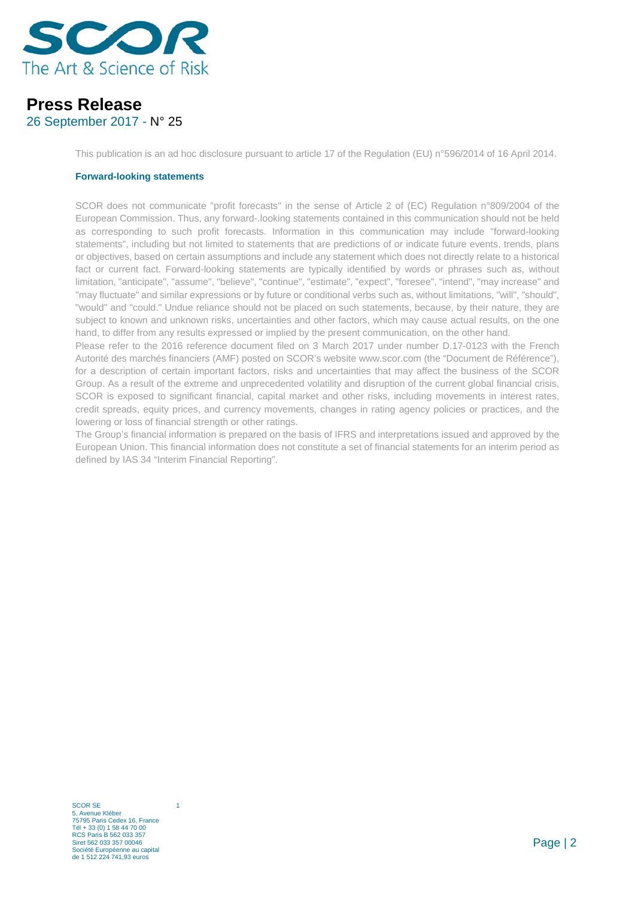**Press Release**
26 September 2017 - N° 25

This publication is an ad hoc disclosure pursuant to article 17 of the Regulation (EU) n°596/2014 of 16 April 2014.

**Forward-looking statements**

SCOR does not communicate "profit forecasts" in the sense of Article 2 of (EC) Regulation n°809/2004 of the European Commission. Thus, any forward-.looking statements contained in this communication should not be held as corresponding to such profit forecasts. Information in this communication may include "forward-looking statements", including but not limited to statements that are predictions of or indicate future events, trends, plans or objectives, based on certain assumptions and include any statement which does not directly relate to a historical fact or current fact. Forward-looking statements are typically identified by words or phrases such as, without limitation, "anticipate", "assume", "believe", "continue", "estimate", "expect", "foresee", "intend", "may increase" and "may fluctuate" and similar expressions or by future or conditional verbs such as, without limitations, "will", "should", "would" and "could." Undue reliance should not be placed on such statements, because, by their nature, they are subject to known and unknown risks, uncertainties and other factors, which may cause actual results, on the one hand, to differ from any results expressed or implied by the present communication, on the other hand.

Please refer to the 2016 reference document filed on 3 March 2017 under number D.17-0123 with the French Autorité des marchés financiers (AMF) posted on SCOR's website www.scor.com (the "Document de Référence"), for a description of certain important factors, risks and uncertainties that may affect the business of the SCOR Group. As a result of the extreme and unprecedented volatility and disruption of the current global financial crisis, SCOR is exposed to significant financial, capital market and other risks, including movements in interest rates, credit spreads, equity prices, and currency movements, changes in rating agency policies or practices, and the lowering or loss of financial strength or other ratings.

The Group's financial information is prepared on the basis of IFRS and interpretations issued and approved by the European Union. This financial information does not constitute a set of financial statements for an interim period as defined by IAS 34 "Interim Financial Reporting".

SCOR SE
5, Avenue Kléber
75795 Paris Cedex 16, France
Tél + 33 (0) 1 58 44 70 00
RCS Paris B 562 033 357
Siret 562 033 357 00046
Société Européenne au capital
de 1 512 224 741,93 euros